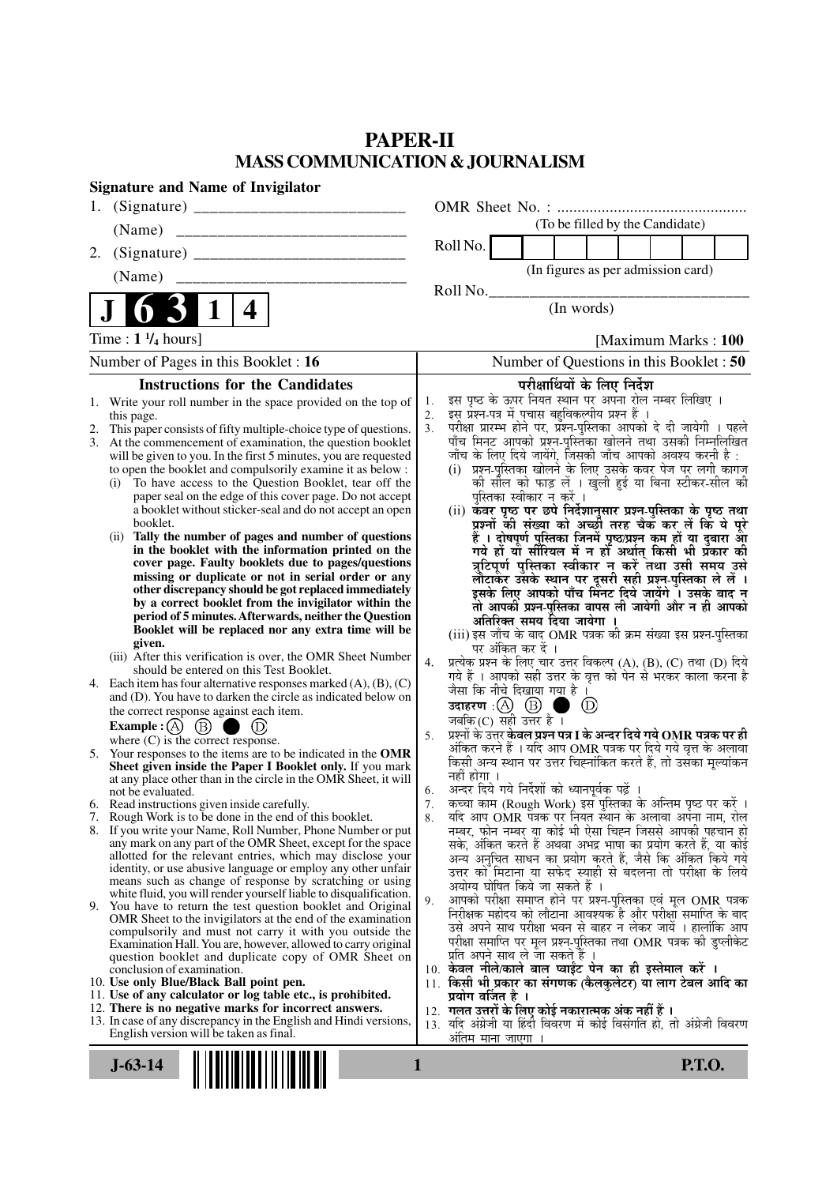# PAPER-II
## MASS COMMUNICATION & JOURNALISM

**Signature and Name of Invigilator**

1. (Signature) ___________________________
   (Name) ___________________________
2. (Signature) ___________________________
   (Name) ___________________________

OMR Sheet No. : ...............................................
(To be filled by the Candidate)

Roll No. | | | | | | | | |
(In figures as per admission card)

Roll No.___________________________________
(In words)

**J 6 3 1 4**

Time : **1 ¼ hours**] [Maximum Marks : **100**

Number of Pages in this Booklet : 16 | Number of Questions in this Booklet : 50

### Instructions for the Candidates

1. Write your roll number in the space provided on the top of this page.
2. This paper consists of fifty multiple-choice type of questions.
3. At the commencement of examination, the question booklet will be given to you. In the first 5 minutes, you are requested to open the booklet and compulsorily examine it as below :
   (i) To have access to the Question Booklet, tear off the paper seal on the edge of this cover page. Do not accept a booklet without sticker-seal and do not accept an open booklet.
   (ii) **Tally the number of pages and number of questions in the booklet with the information printed on the cover page. Faulty booklets due to pages/questions missing or duplicate or not in serial order or any other discrepancy should be got replaced immediately by a correct booklet from the invigilator within the period of 5 minutes. Afterwards, neither the Question Booklet will be replaced nor any extra time will be given.**
   (iii) After this verification is over, the OMR Sheet Number should be entered on this Test Booklet.
4. Each item has four alternative responses marked (A), (B), (C) and (D). You have to darken the circle as indicated below on the correct response against each item.
   **Example :** (A) (B) ● (D)
   where (C) is the correct response.
5. Your responses to the items are to be indicated in the **OMR Sheet given inside the Paper I Booklet only.** If you mark at any place other than in the circle in the OMR Sheet, it will not be evaluated.
6. Read instructions given inside carefully.
7. Rough Work is to be done in the end of this booklet.
8. If you write your Name, Roll Number, Phone Number or put any mark on any part of the OMR Sheet, except for the space allotted for the relevant entries, which may disclose your identity, or use abusive language or employ any other unfair means such as change of response by scratching or using white fluid, you will render yourself liable to disqualification.
9. You have to return the test question booklet and Original OMR Sheet to the invigilators at the end of the examination compulsorily and must not carry it with you outside the Examination Hall. You are, however, allowed to carry original question booklet and duplicate copy of OMR Sheet on conclusion of examination.
10. **Use only Blue/Black Ball point pen.**
11. **Use of any calculator or log table etc., is prohibited.**
12. **There is no negative marks for incorrect answers.**
13. In case of any discrepancy in the English and Hindi versions, English version will be taken as final.

### परीक्षार्थियों के लिए निर्देश

1. इस पृष्ठ के ऊपर नियत स्थान पर अपना रोल नम्बर लिखिए ।
2. इस प्रश्न-पत्र में पचास बहुविकल्पीय प्रश्न हैं ।
3. परीक्षा प्रारम्भ होने पर, प्रश्न-पुस्तिका आपको दे दी जायेगी । पहले पाँच मिनट आपको प्रश्न-पुस्तिका खोलने तथा उसकी निम्नलिखित जाँच के लिए दिये जायेंगे, जिसकी जाँच आपको अवश्य करनी है :
   (i) प्रश्न-पुस्तिका खोलने के लिए उसके कवर पेज पर लगी कागज की सील को फाड़ लें । खुली हुई या बिना स्टीकर-सील की पुस्तिका स्वीकार न करें ।
   (ii) **कवर पृष्ठ पर छपे निर्देशानुसार प्रश्न-पुस्तिका के पृष्ठ तथा प्रश्नों की संख्या को अच्छी तरह चैक कर लें कि ये पूरे हैं । दोषपूर्ण पुस्तिका जिनमें पृष्ठ/प्रश्न कम हों या दुबारा आ गये हों या सीरियल में न हों अर्थात् किसी भी प्रकार की त्रुटिपूर्ण पुस्तिका स्वीकार न करें तथा उसी समय उसे लौटाकर उसके स्थान पर दूसरी सही प्रश्न-पुस्तिका ले लें । इसके लिए आपको पाँच मिनट दिये जायेंगे । उसके बाद न तो आपकी प्रश्न-पुस्तिका वापस ली जायेगी और न ही आपको अतिरिक्त समय दिया जायेगा ।**
   (iii) इस जाँच के बाद OMR पत्रक की क्रम संख्या इस प्रश्न-पुस्तिका पर अंकित कर दें ।
4. प्रत्येक प्रश्न के लिए चार उत्तर विकल्प (A), (B), (C) तथा (D) दिये गये हैं । आपको सही उत्तर के वृत्त को पेन से भरकर काला करना है जैसा कि नीचे दिखाया गया है ।
   **उदाहरण :** (A) (B) ● (D)
   जबकि (C) सही उत्तर है ।
5. प्रश्नों के उत्तर **केवल प्रश्न पत्र I के अन्दर दिये गये OMR पत्रक पर ही** अंकित करने हैं । यदि आप OMR पत्रक पर दिये गये वृत्त के अलावा किसी अन्य स्थान पर उत्तर चिह्नांकित करते हैं, तो उसका मूल्यांकन नहीं होगा ।
6. अन्दर दिये गये निर्देशों को ध्यानपूर्वक पढ़ें ।
7. कच्चा काम (Rough Work) इस पुस्तिका के अन्तिम पृष्ठ पर करें ।
8. यदि आप OMR पत्रक पर नियत स्थान के अलावा अपना नाम, रोल नम्बर, फोन नम्बर या कोई भी ऐसा चिह्न जिससे आपकी पहचान हो सके, अंकित करते हैं अथवा अभद्र भाषा का प्रयोग करते हैं, या कोई अन्य अनुचित साधन का प्रयोग करते हैं, जैसे कि अंकित किये गये उत्तर को मिटाना या सफेद स्याही से बदलना तो परीक्षा के लिये अयोग्य घोषित किये जा सकते हैं ।
9. आपको परीक्षा समाप्त होने पर प्रश्न-पुस्तिका एवं मूल OMR पत्रक निरीक्षक महोदय को लौटाना आवश्यक है और परीक्षा समाप्ति के बाद उसे अपने साथ परीक्षा भवन से बाहर न लेकर जायें । हालांकि आप परीक्षा समाप्ति पर मूल प्रश्न-पुस्तिका तथा OMR पत्रक की डुप्लीकेट प्रति अपने साथ ले जा सकते हैं ।
10. **केवल नीले/काले बाल प्वाईंट पेन का ही इस्तेमाल करें ।**
11. **किसी भी प्रकार का संगणक (कैलकुलेटर) या लाग टेबल आदि का प्रयोग वर्जित है ।**
12. **गलत उत्तरों के लिए कोई नकारात्मक अंक नहीं हैं ।**
13. यदि अंग्रेजी या हिंदी विवरण में कोई विसंगति हो, तो अंग्रेजी विवरण अंतिम माना जाएगा ।

J-63-14 P.T.O.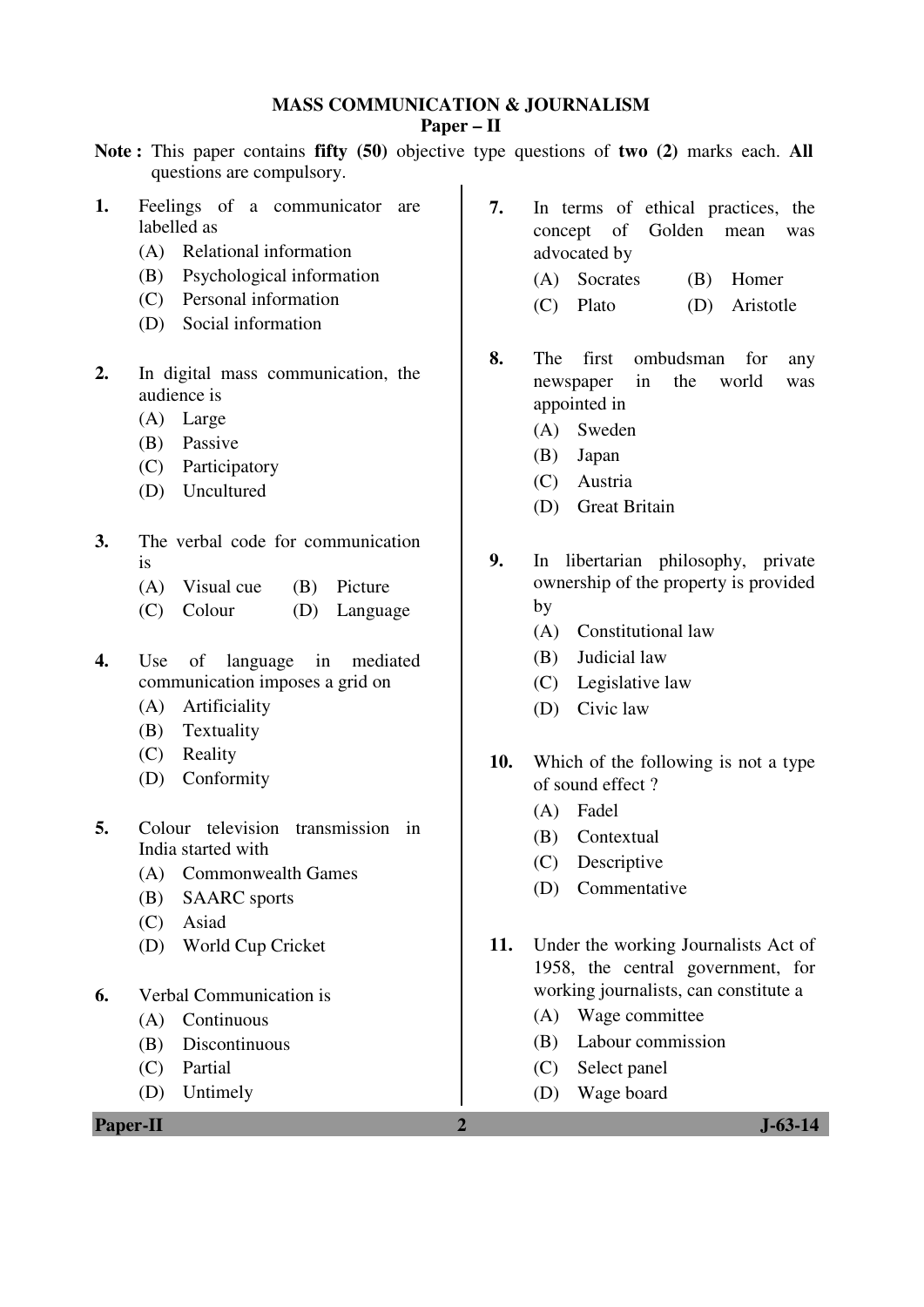# MASS COMMUNICATION & JOURNALISM

## Paper – II

**Note :** This paper contains **fifty (50)** objective type questions of **two (2)** marks each. **All** questions are compulsory.

**1.** Feelings of a communicator are labelled as

(A) Relational information
(B) Psychological information
(C) Personal information
(D) Social information

**2.** In digital mass communication, the audience is

(A) Large
(B) Passive
(C) Participatory
(D) Uncultured

**3.** The verbal code for communication is

(A) Visual cue
(B) Picture
(C) Colour
(D) Language

**4.** Use of language in mediated communication imposes a grid on

(A) Artificiality
(B) Textuality
(C) Reality
(D) Conformity

**5.** Colour television transmission in India started with

(A) Commonwealth Games
(B) SAARC sports
(C) Asiad
(D) World Cup Cricket

**6.** Verbal Communication is

(A) Continuous
(B) Discontinuous
(C) Partial
(D) Untimely

**7.** In terms of ethical practices, the concept of Golden mean was advocated by

(A) Socrates
(B) Homer
(C) Plato
(D) Aristotle

**8.** The first ombudsman for any newspaper in the world was appointed in

(A) Sweden
(B) Japan
(C) Austria
(D) Great Britain

**9.** In libertarian philosophy, private ownership of the property is provided by

(A) Constitutional law
(B) Judicial law
(C) Legislative law
(D) Civic law

**10.** Which of the following is not a type of sound effect ?

(A) Fadel
(B) Contextual
(C) Descriptive
(D) Commentative

**11.** Under the working Journalists Act of 1958, the central government, for working journalists, can constitute a

(A) Wage committee
(B) Labour commission
(C) Select panel
(D) Wage board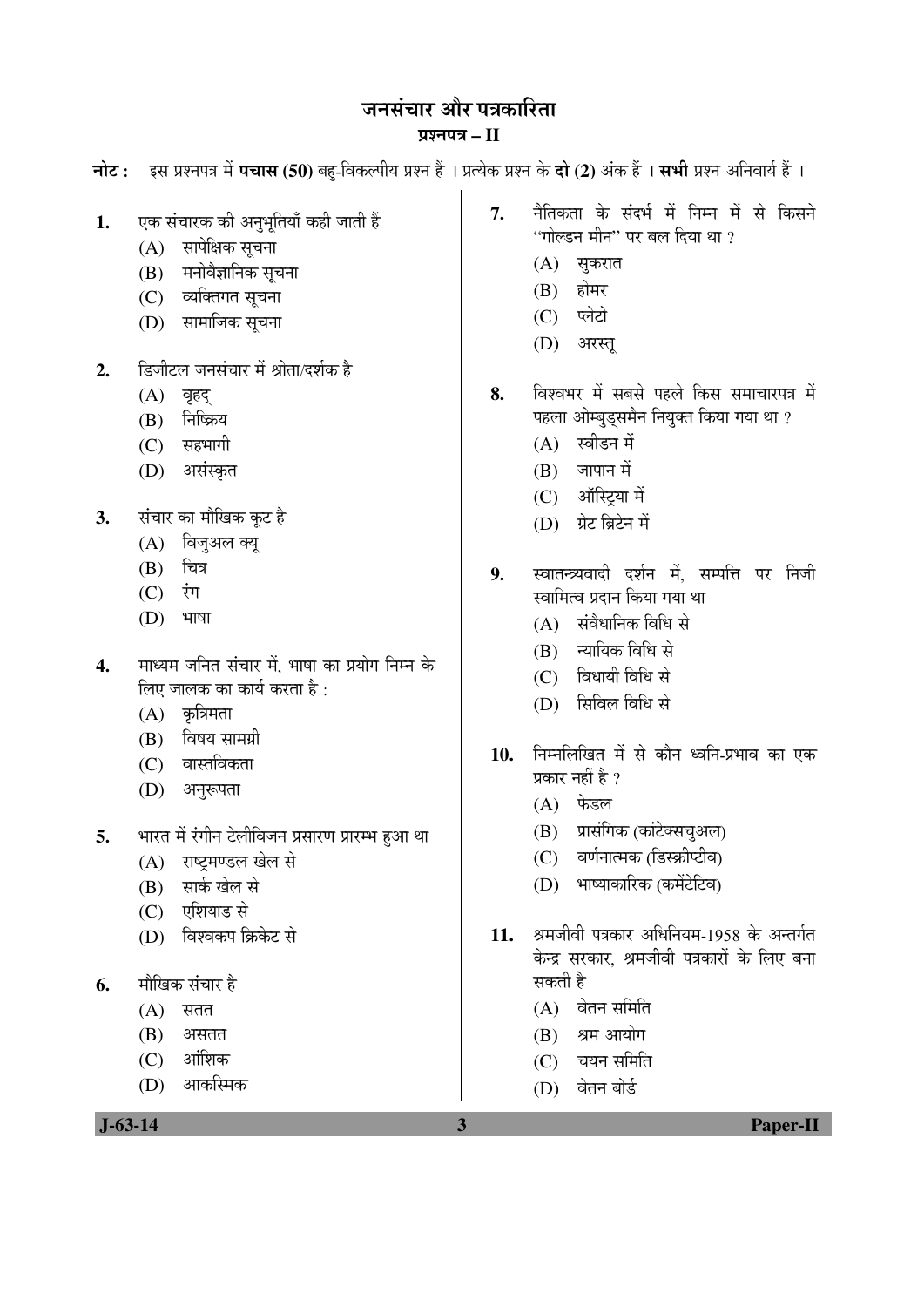# जनसंचार और पत्रकारिता

## प्रश्नपत्र – II

**नोट :** इस प्रश्नपत्र में **पचास (50)** बहु-विकल्पीय प्रश्न हैं । प्रत्येक प्रश्न के **दो (2)** अंक हैं । **सभी** प्रश्न अनिवार्य हैं ।

**1.** एक संचारक की अनुभूतियाँ कही जाती हैं
- (A) सापेक्षिक सूचना
- (B) मनोवैज्ञानिक सूचना
- (C) व्यक्तिगत सूचना
- (D) सामाजिक सूचना

**2.** डिजीटल जनसंचार में श्रोता/दर्शक है
- (A) वृहद्
- (B) निष्क्रिय
- (C) सहभागी
- (D) असंस्कृत

**3.** संचार का मौखिक कूट है
- (A) विजुअल क्यू
- (B) चित्र
- (C) रंग
- (D) भाषा

**4.** माध्यम जनित संचार में, भाषा का प्रयोग निम्न के लिए जालक का कार्य करता है :
- (A) कृत्रिमता
- (B) विषय सामग्री
- (C) वास्तविकता
- (D) अनुरूपता

**5.** भारत में रंगीन टेलीविजन प्रसारण प्रारम्भ हुआ था
- (A) राष्ट्रमण्डल खेल से
- (B) सार्क खेल से
- (C) एशियाड से
- (D) विश्वकप क्रिकेट से

**6.** मौखिक संचार है
- (A) सतत
- (B) असतत
- (C) आंशिक
- (D) आकस्मिक

**7.** नैतिकता के संदर्भ में निम्न में से किसने "गोल्डन मीन" पर बल दिया था ?
- (A) सुकरात
- (B) होमर
- (C) प्लेटो
- (D) अरस्तू

**8.** विश्वभर में सबसे पहले किस समाचारपत्र में पहला ओम्बुड्समैन नियुक्त किया गया था ?
- (A) स्वीडन में
- (B) जापान में
- (C) ऑस्ट्रिया में
- (D) ग्रेट ब्रिटेन में

**9.** स्वातन्त्र्यवादी दर्शन में, सम्पत्ति पर निजी स्वामित्व प्रदान किया गया था
- (A) संवैधानिक विधि से
- (B) न्यायिक विधि से
- (C) विधायी विधि से
- (D) सिविल विधि से

**10.** निम्नलिखित में से कौन ध्वनि-प्रभाव का एक प्रकार नहीं है ?
- (A) फेडल
- (B) प्रासंगिक (कांटेक्सचुअल)
- (C) वर्णनात्मक (डिस्क्रीप्टीव)
- (D) भाष्याकारिक (कमेंटेटिव)

**11.** श्रमजीवी पत्रकार अधिनियम-1958 के अन्तर्गत केन्द्र सरकार, श्रमजीवी पत्रकारों के लिए बना सकती है
- (A) वेतन समिति
- (B) श्रम आयोग
- (C) चयन समिति
- (D) वेतन बोर्ड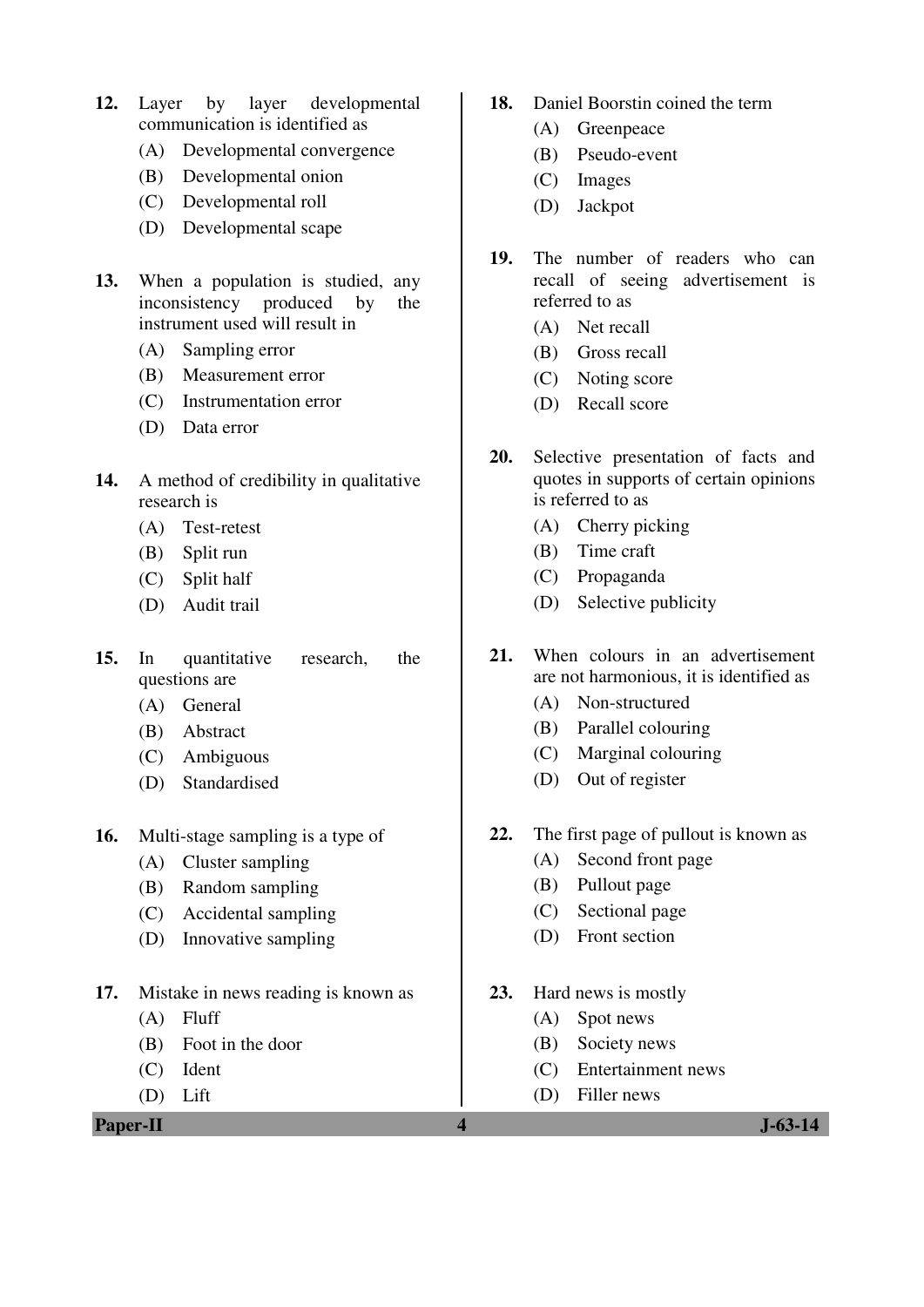12. Layer by layer developmental communication is identified as
    - (A) Developmental convergence
    - (B) Developmental onion
    - (C) Developmental roll
    - (D) Developmental scape

13. When a population is studied, any inconsistency produced by the instrument used will result in
    - (A) Sampling error
    - (B) Measurement error
    - (C) Instrumentation error
    - (D) Data error

14. A method of credibility in qualitative research is
    - (A) Test-retest
    - (B) Split run
    - (C) Split half
    - (D) Audit trail

15. In quantitative research, the questions are
    - (A) General
    - (B) Abstract
    - (C) Ambiguous
    - (D) Standardised

16. Multi-stage sampling is a type of
    - (A) Cluster sampling
    - (B) Random sampling
    - (C) Accidental sampling
    - (D) Innovative sampling

17. Mistake in news reading is known as
    - (A) Fluff
    - (B) Foot in the door
    - (C) Ident
    - (D) Lift

18. Daniel Boorstin coined the term
    - (A) Greenpeace
    - (B) Pseudo-event
    - (C) Images
    - (D) Jackpot

19. The number of readers who can recall of seeing advertisement is referred to as
    - (A) Net recall
    - (B) Gross recall
    - (C) Noting score
    - (D) Recall score

20. Selective presentation of facts and quotes in supports of certain opinions is referred to as
    - (A) Cherry picking
    - (B) Time craft
    - (C) Propaganda
    - (D) Selective publicity

21. When colours in an advertisement are not harmonious, it is identified as
    - (A) Non-structured
    - (B) Parallel colouring
    - (C) Marginal colouring
    - (D) Out of register

22. The first page of pullout is known as
    - (A) Second front page
    - (B) Pullout page
    - (C) Sectional page
    - (D) Front section

23. Hard news is mostly
    - (A) Spot news
    - (B) Society news
    - (C) Entertainment news
    - (D) Filler news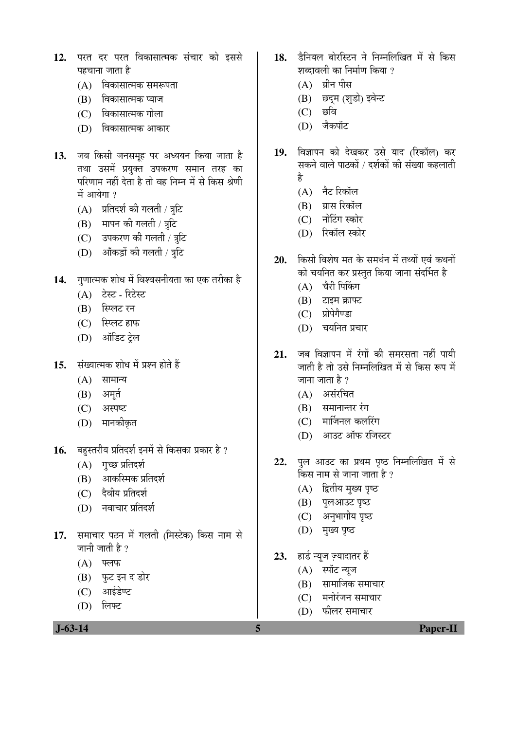12. परत दर परत विकासात्मक संचार को इससे पहचाना जाता है

    (A) विकासात्मक समरूपता
    (B) विकासात्मक प्याज
    (C) विकासात्मक गोला
    (D) विकासात्मक आकार

13. जब किसी जनसमूह पर अध्ययन किया जाता है तथा उसमें प्रयुक्त उपकरण समान तरह का परिणाम नहीं देता है तो वह निम्न में से किस श्रेणी में आयेगा ?

    (A) प्रतिदर्श की गलती / त्रुटि
    (B) मापन की गलती / त्रुटि
    (C) उपकरण की गलती / त्रुटि
    (D) आँकड़ों की गलती / त्रुटि

14. गुणात्मक शोध में विश्वसनीयता का एक तरीका है

    (A) टेस्ट - रिटेस्ट
    (B) स्प्लिट रन
    (C) स्प्लिट हाफ
    (D) ऑडिट ट्रेल

15. संख्यात्मक शोध में प्रश्न होते हैं

    (A) सामान्य
    (B) अमूर्त
    (C) अस्पष्ट
    (D) मानकीकृत

16. बहुस्तरीय प्रतिदर्श इनमें से किसका प्रकार है ?

    (A) गुच्छ प्रतिदर्श
    (B) आकस्मिक प्रतिदर्श
    (C) दैवीय प्रतिदर्श
    (D) नवाचार प्रतिदर्श

17. समाचार पठन में गलती (मिस्टेक) किस नाम से जानी जाती है ?

    (A) फ्लफ
    (B) फुट इन द डोर
    (C) आईडेण्ट
    (D) लिफ्ट

18. डैनियल बोरस्टिन ने निम्नलिखित में से किस शब्दावली का निर्माण किया ?

    (A) ग्रीन पीस
    (B) छद्म (शुडो) इवेन्ट
    (C) छवि
    (D) जैकपॉट

19. विज्ञापन को देखकर उसे याद (रिकॉल) कर सकने वाले पाठकों / दर्शकों की संख्या कहलाती है

    (A) नैट रिकॉल
    (B) ग्रास रिकॉल
    (C) नोटिंग स्कोर
    (D) रिकॉल स्कोर

20. किसी विशेष मत के समर्थन में तथ्यों एवं कथनों को चयनित कर प्रस्तुत किया जाना संदर्भित है

    (A) चैरी पिकिंग
    (B) टाइम क्राफ्ट
    (C) प्रोपेगैण्डा
    (D) चयनित प्रचार

21. जब विज्ञापन में रंगों की समरसता नहीं पायी जाती है तो उसे निम्नलिखित में से किस रूप में जाना जाता है ?

    (A) असंरचित
    (B) समानान्तर रंग
    (C) मार्जिनल कलरिंग
    (D) आउट ऑफ रजिस्टर

22. पुल आउट का प्रथम पृष्ठ निम्नलिखित में से किस नाम से जाना जाता है ?

    (A) द्वितीय मुख्य पृष्ठ
    (B) पुलआउट पृष्ठ
    (C) अनुभागीय पृष्ठ
    (D) मुख्य पृष्ठ

23. हार्ड न्यूज ज़्यादातर हैं

    (A) स्पॉट न्यूज
    (B) सामाजिक समाचार
    (C) मनोरंजन समाचार
    (D) फीलर समाचार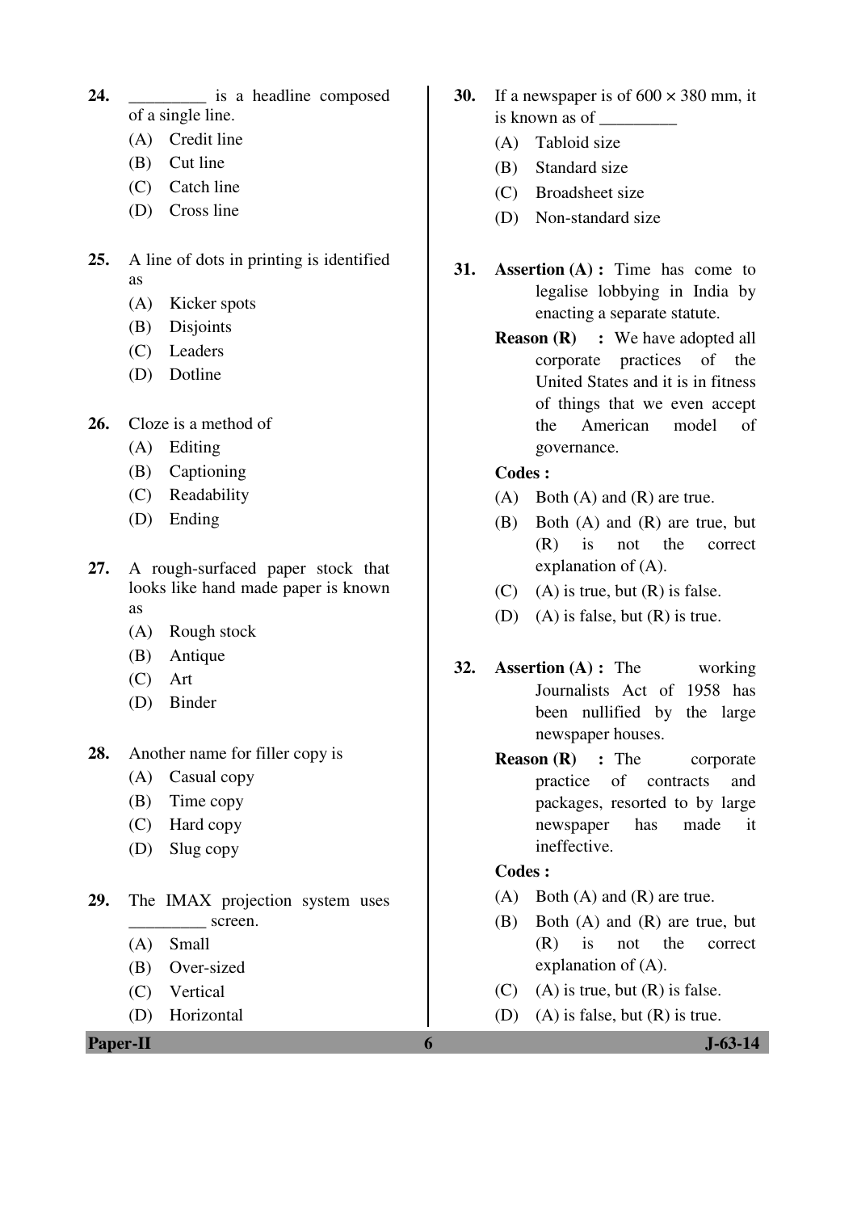24. _________ is a headline composed of a single line.
    (A) Credit line
    (B) Cut line
    (C) Catch line
    (D) Cross line

25. A line of dots in printing is identified as
    (A) Kicker spots
    (B) Disjoints
    (C) Leaders
    (D) Dotline

26. Cloze is a method of
    (A) Editing
    (B) Captioning
    (C) Readability
    (D) Ending

27. A rough-surfaced paper stock that looks like hand made paper is known as
    (A) Rough stock
    (B) Antique
    (C) Art
    (D) Binder

28. Another name for filler copy is
    (A) Casual copy
    (B) Time copy
    (C) Hard copy
    (D) Slug copy

29. The IMAX projection system uses _________ screen.
    (A) Small
    (B) Over-sized
    (C) Vertical
    (D) Horizontal

30. If a newspaper is of 600 × 380 mm, it is known as of _________
    (A) Tabloid size
    (B) Standard size
    (C) Broadsheet size
    (D) Non-standard size

31. **Assertion (A) :** Time has come to legalise lobbying in India by enacting a separate statute.

    **Reason (R) :** We have adopted all corporate practices of the United States and it is in fitness of things that we even accept the American model of governance.

    **Codes :**
    (A) Both (A) and (R) are true.
    (B) Both (A) and (R) are true, but (R) is not the correct explanation of (A).
    (C) (A) is true, but (R) is false.
    (D) (A) is false, but (R) is true.

32. **Assertion (A) :** The working Journalists Act of 1958 has been nullified by the large newspaper houses.

    **Reason (R) :** The corporate practice of contracts and packages, resorted to by large newspaper has made it ineffective.

    **Codes :**
    (A) Both (A) and (R) are true.
    (B) Both (A) and (R) are true, but (R) is not the correct explanation of (A).
    (C) (A) is true, but (R) is false.
    (D) (A) is false, but (R) is true.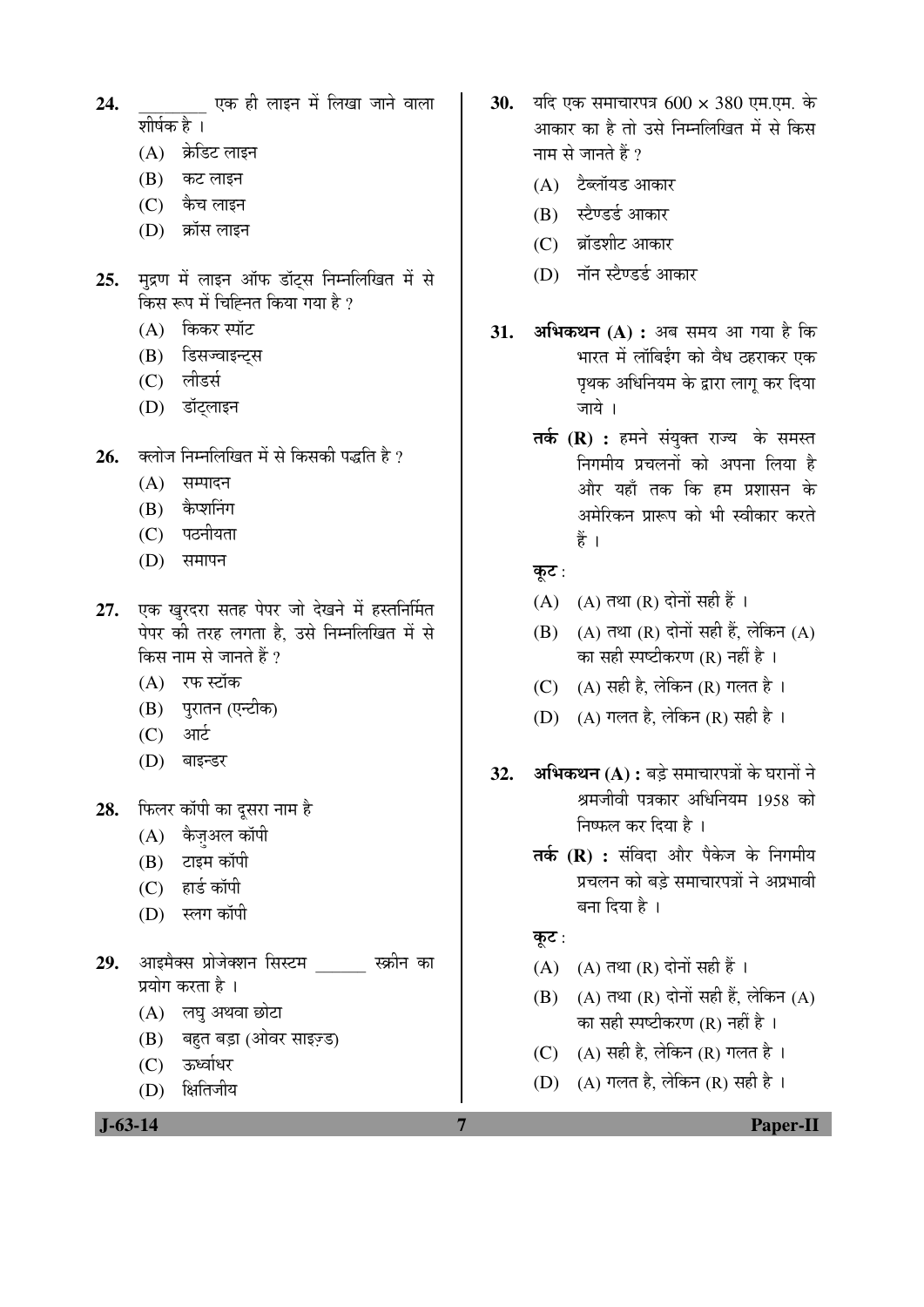24. ________ एक ही लाइन में लिखा जाने वाला शीर्षक है ।

(A) क्रेडिट लाइन
(B) कट लाइन
(C) कैच लाइन
(D) क्रॉस लाइन

25. मुद्रण में लाइन ऑफ डॉट्स निम्नलिखित में से किस रूप में चिह्नित किया गया है ?

(A) किकर स्पॉट
(B) डिसज्वाइन्ट्स
(C) लीडर्स
(D) डॉट्लाइन

26. क्लोज निम्नलिखित में से किसकी पद्धति है ?

(A) सम्पादन
(B) कैप्शनिंग
(C) पठनीयता
(D) समापन

27. एक खुरदरा सतह पेपर जो देखने में हस्तनिर्मित पेपर की तरह लगता है, उसे निम्नलिखित में से किस नाम से जानते हैं ?

(A) रफ स्टॉक
(B) पुरातन (एन्टीक)
(C) आर्ट
(D) बाइन्डर

28. फिलर कॉपी का दूसरा नाम है

(A) कैज़ुअल कॉपी
(B) टाइम कॉपी
(C) हार्ड कॉपी
(D) स्लग कॉपी

29. आइमैक्स प्रोजेक्शन सिस्टम ______ स्क्रीन का प्रयोग करता है ।

(A) लघु अथवा छोटा
(B) बहुत बड़ा (ओवर साइज़्ड)
(C) ऊर्ध्वाधर
(D) क्षितिजीय

30. यदि एक समाचारपत्र 600 × 380 एम.एम. के आकार का है तो उसे निम्नलिखित में से किस नाम से जानते हैं ?

(A) टैब्लॉयड आकार
(B) स्टैण्डर्ड आकार
(C) ब्रॉडशीट आकार
(D) नॉन स्टैण्डर्ड आकार

31. **अभिकथन (A) :** अब समय आ गया है कि भारत में लॉबिईंग को वैध ठहराकर एक पृथक अधिनियम के द्वारा लागू कर दिया जाये ।

**तर्क (R) :** हमने संयुक्त राज्य के समस्त निगमीय प्रचलनों को अपना लिया है और यहाँ तक कि हम प्रशासन के अमेरिकन प्रारूप को भी स्वीकार करते हैं ।

**कूट :**

(A) (A) तथा (R) दोनों सही हैं ।
(B) (A) तथा (R) दोनों सही हैं, लेकिन (A) का सही स्पष्टीकरण (R) नहीं है ।
(C) (A) सही है, लेकिन (R) गलत है ।
(D) (A) गलत है, लेकिन (R) सही है ।

32. **अभिकथन (A) :** बड़े समाचारपत्रों के घरानों ने श्रमजीवी पत्रकार अधिनियम 1958 को निष्फल कर दिया है ।

**तर्क (R) :** संविदा और पैकेज के निगमीय प्रचलन को बड़े समाचारपत्रों ने अप्रभावी बना दिया है ।

**कूट :**

(A) (A) तथा (R) दोनों सही हैं ।
(B) (A) तथा (R) दोनों सही हैं, लेकिन (A) का सही स्पष्टीकरण (R) नहीं है ।
(C) (A) सही है, लेकिन (R) गलत है ।
(D) (A) गलत है, लेकिन (R) सही है ।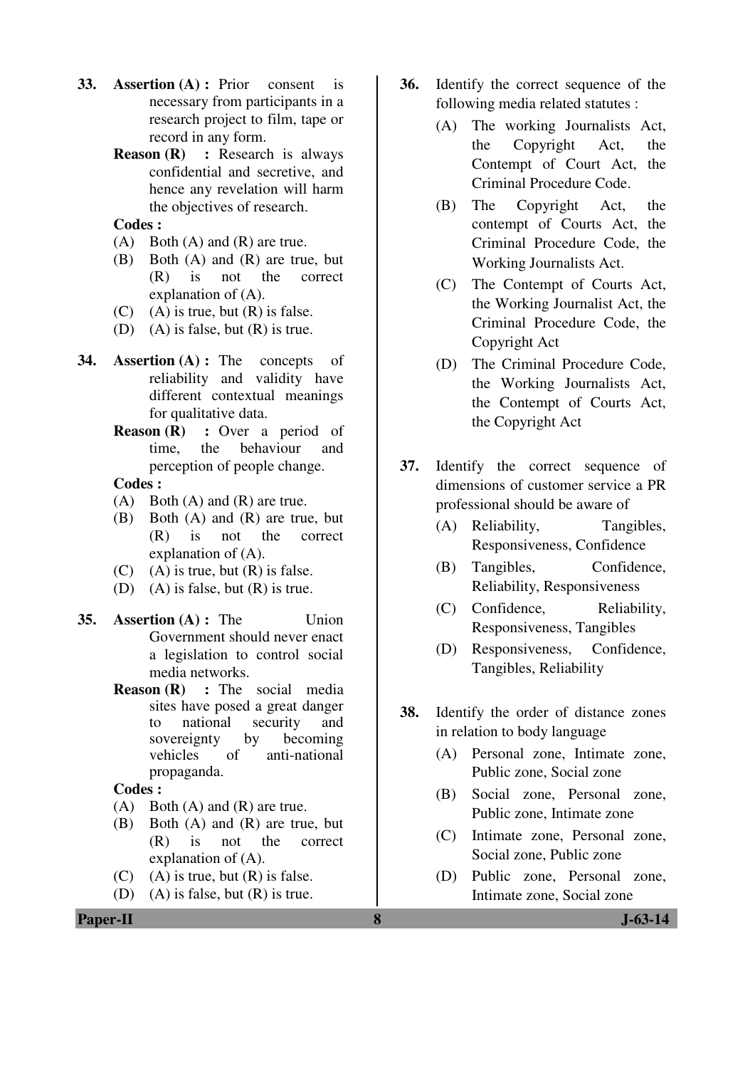33. **Assertion (A) :** Prior consent is necessary from participants in a research project to film, tape or record in any form.

    **Reason (R) :** Research is always confidential and secretive, and hence any revelation will harm the objectives of research.

    **Codes :**

    (A) Both (A) and (R) are true.

    (B) Both (A) and (R) are true, but (R) is not the correct explanation of (A).

    (C) (A) is true, but (R) is false.

    (D) (A) is false, but (R) is true.

34. **Assertion (A) :** The concepts of reliability and validity have different contextual meanings for qualitative data.

    **Reason (R) :** Over a period of time, the behaviour and perception of people change.

    **Codes :**

    (A) Both (A) and (R) are true.

    (B) Both (A) and (R) are true, but (R) is not the correct explanation of (A).

    (C) (A) is true, but (R) is false.

    (D) (A) is false, but (R) is true.

35. **Assertion (A) :** The Union Government should never enact a legislation to control social media networks.

    **Reason (R) :** The social media sites have posed a great danger to national security and sovereignty by becoming vehicles of anti-national propaganda.

    **Codes :**

    (A) Both (A) and (R) are true.

    (B) Both (A) and (R) are true, but (R) is not the correct explanation of (A).

    (C) (A) is true, but (R) is false.

    (D) (A) is false, but (R) is true.

36. Identify the correct sequence of the following media related statutes :

    (A) The working Journalists Act, the Copyright Act, the Contempt of Court Act, the Criminal Procedure Code.

    (B) The Copyright Act, the contempt of Courts Act, the Criminal Procedure Code, the Working Journalists Act.

    (C) The Contempt of Courts Act, the Working Journalist Act, the Criminal Procedure Code, the Copyright Act

    (D) The Criminal Procedure Code, the Working Journalists Act, the Contempt of Courts Act, the Copyright Act

37. Identify the correct sequence of dimensions of customer service a PR professional should be aware of

    (A) Reliability, Tangibles, Responsiveness, Confidence

    (B) Tangibles, Confidence, Reliability, Responsiveness

    (C) Confidence, Reliability, Responsiveness, Tangibles

    (D) Responsiveness, Confidence, Tangibles, Reliability

38. Identify the order of distance zones in relation to body language

    (A) Personal zone, Intimate zone, Public zone, Social zone

    (B) Social zone, Personal zone, Public zone, Intimate zone

    (C) Intimate zone, Personal zone, Social zone, Public zone

    (D) Public zone, Personal zone, Intimate zone, Social zone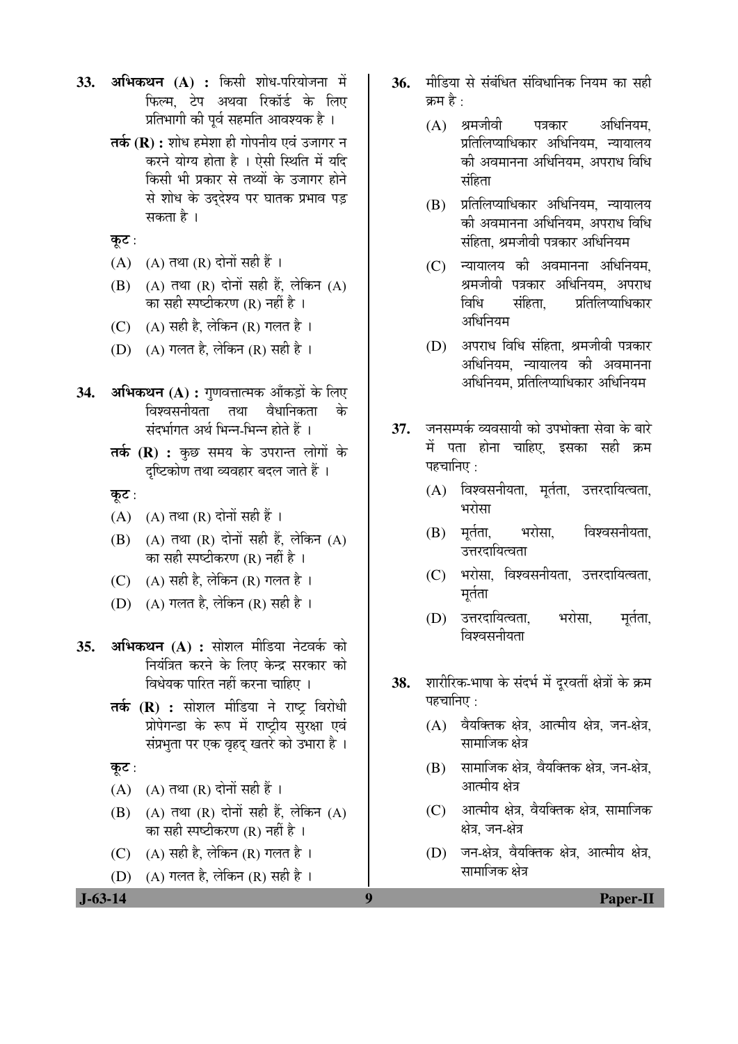33. **अभिकथन (A) :** किसी शोध-परियोजना में फिल्म, टेप अथवा रिकॉर्ड के लिए प्रतिभागी की पूर्व सहमति आवश्यक है ।

    **तर्क (R) :** शोध हमेशा ही गोपनीय एवं उजागर न करने योग्य होता है । ऐसी स्थिति में यदि किसी भी प्रकार से तथ्यों के उजागर होने से शोध के उद्देश्य पर घातक प्रभाव पड़ सकता है ।

    **कूट :**

    (A) (A) तथा (R) दोनों सही हैं ।

    (B) (A) तथा (R) दोनों सही हैं, लेकिन (A) का सही स्पष्टीकरण (R) नहीं है ।

    (C) (A) सही है, लेकिन (R) गलत है ।

    (D) (A) गलत है, लेकिन (R) सही है ।

34. **अभिकथन (A) :** गुणवत्तात्मक आँकड़ों के लिए विश्वसनीयता तथा वैधानिकता के संदर्भागत अर्थ भिन्न-भिन्न होते हैं ।

    **तर्क (R) :** कुछ समय के उपरान्त लोगों के दृष्टिकोण तथा व्यवहार बदल जाते हैं ।

    **कूट :**

    (A) (A) तथा (R) दोनों सही हैं ।

    (B) (A) तथा (R) दोनों सही हैं, लेकिन (A) का सही स्पष्टीकरण (R) नहीं है ।

    (C) (A) सही है, लेकिन (R) गलत है ।

    (D) (A) गलत है, लेकिन (R) सही है ।

35. **अभिकथन (A) :** सोशल मीडिया नेटवर्क को नियंत्रित करने के लिए केन्द्र सरकार को विधेयक पारित नहीं करना चाहिए ।

    **तर्क (R) :** सोशल मीडिया ने राष्ट्र विरोधी प्रोपेगन्डा के रूप में राष्ट्रीय सुरक्षा एवं संप्रभुता पर एक वृहद् खतरे को उभारा है ।

    **कूट :**

    (A) (A) तथा (R) दोनों सही हैं ।

    (B) (A) तथा (R) दोनों सही हैं, लेकिन (A) का सही स्पष्टीकरण (R) नहीं है ।

    (C) (A) सही है, लेकिन (R) गलत है ।

    (D) (A) गलत है, लेकिन (R) सही है ।

36. मीडिया से संबंधित संविधानिक नियम का सही क्रम है :

    (A) श्रमजीवी पत्रकार अधिनियम, प्रतिलिप्याधिकार अधिनियम, न्यायालय की अवमानना अधिनियम, अपराध विधि संहिता

    (B) प्रतिलिप्याधिकार अधिनियम, न्यायालय की अवमानना अधिनियम, अपराध विधि संहिता, श्रमजीवी पत्रकार अधिनियम

    (C) न्यायालय की अवमानना अधिनियम, श्रमजीवी पत्रकार अधिनियम, अपराध विधि संहिता, प्रतिलिप्याधिकार अधिनियम

    (D) अपराध विधि संहिता, श्रमजीवी पत्रकार अधिनियम, न्यायालय की अवमानना अधिनियम, प्रतिलिप्याधिकार अधिनियम

37. जनसम्पर्क व्यवसायी को उपभोक्ता सेवा के बारे में पता होना चाहिए, इसका सही क्रम पहचानिए :

    (A) विश्वसनीयता, मूर्तता, उत्तरदायित्वता, भरोसा

    (B) मूर्तता, भरोसा, विश्वसनीयता, उत्तरदायित्वता

    (C) भरोसा, विश्वसनीयता, उत्तरदायित्वता, मूर्तता

    (D) उत्तरदायित्वता, भरोसा, मूर्तता, विश्वसनीयता

38. शारीरिक-भाषा के संदर्भ में दूरवर्ती क्षेत्रों के क्रम पहचानिए :

    (A) वैयक्तिक क्षेत्र, आत्मीय क्षेत्र, जन-क्षेत्र, सामाजिक क्षेत्र

    (B) सामाजिक क्षेत्र, वैयक्तिक क्षेत्र, जन-क्षेत्र, आत्मीय क्षेत्र

    (C) आत्मीय क्षेत्र, वैयक्तिक क्षेत्र, सामाजिक क्षेत्र, जन-क्षेत्र

    (D) जन-क्षेत्र, वैयक्तिक क्षेत्र, आत्मीय क्षेत्र, सामाजिक क्षेत्र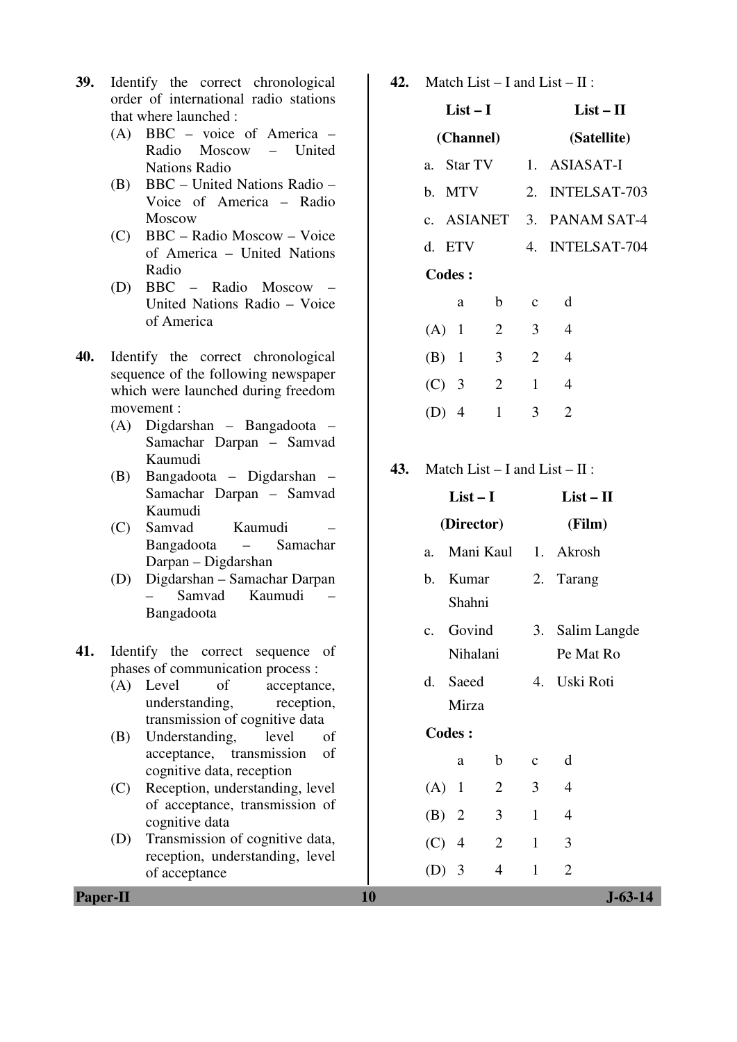39. Identify the correct chronological order of international radio stations that where launched :

(A) BBC – voice of America – Radio Moscow – United Nations Radio
(B) BBC – United Nations Radio – Voice of America – Radio Moscow
(C) BBC – Radio Moscow – Voice of America – United Nations Radio
(D) BBC – Radio Moscow – United Nations Radio – Voice of America

40. Identify the correct chronological sequence of the following newspaper which were launched during freedom movement :

(A) Digdarshan – Bangadoota – Samachar Darpan – Samvad Kaumudi
(B) Bangadoota – Digdarshan – Samachar Darpan – Samvad Kaumudi
(C) Samvad Kaumudi – Bangadoota – Samachar Darpan – Digdarshan
(D) Digdarshan – Samachar Darpan – Samvad Kaumudi – Bangadoota

41. Identify the correct sequence of phases of communication process :

(A) Level of acceptance, understanding, reception, transmission of cognitive data
(B) Understanding, level of acceptance, transmission of cognitive data, reception
(C) Reception, understanding, level of acceptance, transmission of cognitive data
(D) Transmission of cognitive data, reception, understanding, level of acceptance

42. Match List – I and List – II :

| List – I (Channel) | List – II (Satellite) |
|---|---|
| a. Star TV | 1. ASIASAT-I |
| b. MTV | 2. INTELSAT-703 |
| c. ASIANET | 3. PANAM SAT-4 |
| d. ETV | 4. INTELSAT-704 |

**Codes :**

| | a | b | c | d |
|---|---|---|---|---|
| (A) | 1 | 2 | 3 | 4 |
| (B) | 1 | 3 | 2 | 4 |
| (C) | 3 | 2 | 1 | 4 |
| (D) | 4 | 1 | 3 | 2 |

43. Match List – I and List – II :

| List – I (Director) | List – II (Film) |
|---|---|
| a. Mani Kaul | 1. Akrosh |
| b. Kumar Shahni | 2. Tarang |
| c. Govind Nihalani | 3. Salim Langde Pe Mat Ro |
| d. Saeed Mirza | 4. Uski Roti |

**Codes :**

| | a | b | c | d |
|---|---|---|---|---|
| (A) | 1 | 2 | 3 | 4 |
| (B) | 2 | 3 | 1 | 4 |
| (C) | 4 | 2 | 1 | 3 |
| (D) | 3 | 4 | 1 | 2 |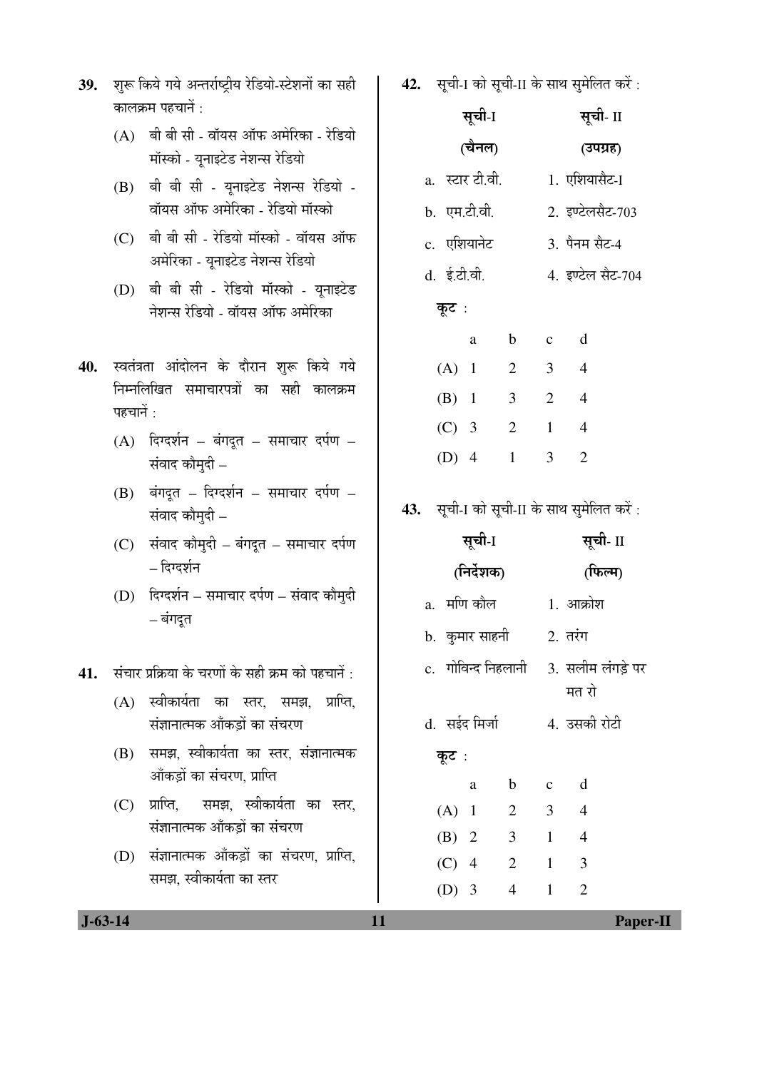39. शुरू किये गये अन्तर्राष्ट्रीय रेडियो-स्टेशनों का सही कालक्रम पहचानें :

(A) बी बी सी - वॉयस ऑफ अमेरिका - रेडियो मॉस्को - यूनाइटेड नेशन्स रेडियो

(B) बी बी सी - यूनाइटेड नेशन्स रेडियो - वॉयस ऑफ अमेरिका - रेडियो मॉस्को

(C) बी बी सी - रेडियो मॉस्को - वॉयस ऑफ अमेरिका - यूनाइटेड नेशन्स रेडियो

(D) बी बी सी - रेडियो मॉस्को - यूनाइटेड नेशन्स रेडियो - वॉयस ऑफ अमेरिका

40. स्वतंत्रता आंदोलन के दौरान शुरू किये गये निम्नलिखित समाचारपत्रों का सही कालक्रम पहचानें :

(A) दिग्दर्शन – बंगदूत – समाचार दर्पण – संवाद कौमुदी –

(B) बंगदूत – दिग्दर्शन – समाचार दर्पण – संवाद कौमुदी –

(C) संवाद कौमुदी – बंगदूत – समाचार दर्पण – दिग्दर्शन

(D) दिग्दर्शन – समाचार दर्पण – संवाद कौमुदी – बंगदूत

41. संचार प्रक्रिया के चरणों के सही क्रम को पहचानें :

(A) स्वीकार्यता का स्तर, समझ, प्राप्ति, संज्ञानात्मक आँकड़ों का संचरण

(B) समझ, स्वीकार्यता का स्तर, संज्ञानात्मक आँकड़ों का संचरण, प्राप्ति

(C) प्राप्ति, समझ, स्वीकार्यता का स्तर, संज्ञानात्मक आँकड़ों का संचरण

(D) संज्ञानात्मक आँकड़ों का संचरण, प्राप्ति, समझ, स्वीकार्यता का स्तर

42. सूची-I को सूची-II के साथ सुमेलित करें :

| सूची-I (चैनल) | सूची- II (उपग्रह) |
|---|---|
| a. स्टार टी.वी. | 1. एशियासैट-I |
| b. एम.टी.वी. | 2. इण्टेलसैट-703 |
| c. एशियानेट | 3. पैनम सैट-4 |
| d. ई.टी.वी. | 4. इण्टेल सैट-704 |

कूट :

| | a | b | c | d |
|---|---|---|---|---|
| (A) | 1 | 2 | 3 | 4 |
| (B) | 1 | 3 | 2 | 4 |
| (C) | 3 | 2 | 1 | 4 |
| (D) | 4 | 1 | 3 | 2 |

43. सूची-I को सूची-II के साथ सुमेलित करें :

| सूची-I (निर्देशक) | सूची- II (फिल्म) |
|---|---|
| a. मणि कौल | 1. आक्रोश |
| b. कुमार साहनी | 2. तरंग |
| c. गोविन्द निहलानी | 3. सलीम लंगड़े पर मत रो |
| d. सईद मिर्जा | 4. उसकी रोटी |

कूट :

| | a | b | c | d |
|---|---|---|---|---|
| (A) | 1 | 2 | 3 | 4 |
| (B) | 2 | 3 | 1 | 4 |
| (C) | 4 | 2 | 1 | 3 |
| (D) | 3 | 4 | 1 | 2 |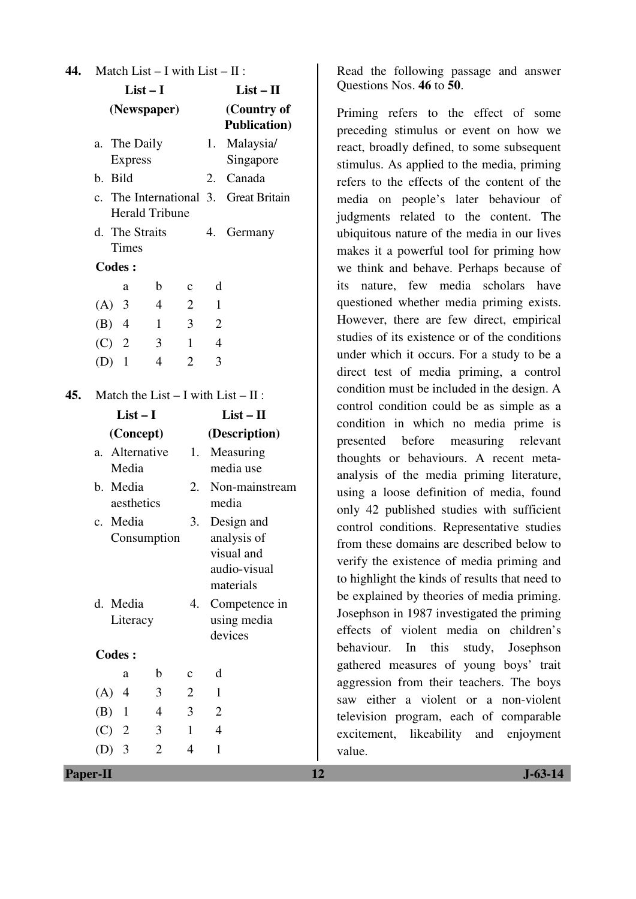**44.** Match List – I with List – II :

| List – I (Newspaper) | List – II (Country of Publication) |
|---|---|
| a. The Daily Express | 1. Malaysia/ Singapore |
| b. Bild | 2. Canada |
| c. The International Herald Tribune | 3. Great Britain |
| d. The Straits Times | 4. Germany |

**Codes :**

| | a | b | c | d |
|---|---|---|---|---|
| (A) | 3 | 4 | 2 | 1 |
| (B) | 4 | 1 | 3 | 2 |
| (C) | 2 | 3 | 1 | 4 |
| (D) | 1 | 4 | 2 | 3 |

**45.** Match the List – I with List – II :

| List – I (Concept) | List – II (Description) |
|---|---|
| a. Alternative Media | 1. Measuring media use |
| b. Media aesthetics | 2. Non-mainstream media |
| c. Media Consumption | 3. Design and analysis of visual and audio-visual materials |
| d. Media Literacy | 4. Competence in using media devices |

**Codes :**

| | a | b | c | d |
|---|---|---|---|---|
| (A) | 4 | 3 | 2 | 1 |
| (B) | 1 | 4 | 3 | 2 |
| (C) | 2 | 3 | 1 | 4 |
| (D) | 3 | 2 | 4 | 1 |

Read the following passage and answer Questions Nos. **46** to **50**.

Priming refers to the effect of some preceding stimulus or event on how we react, broadly defined, to some subsequent stimulus. As applied to the media, priming refers to the effects of the content of the media on people's later behaviour of judgments related to the content. The ubiquitous nature of the media in our lives makes it a powerful tool for priming how we think and behave. Perhaps because of its nature, few media scholars have questioned whether media priming exists. However, there are few direct, empirical studies of its existence or of the conditions under which it occurs. For a study to be a direct test of media priming, a control condition must be included in the design. A control condition could be as simple as a condition in which no media prime is presented before measuring relevant thoughts or behaviours. A recent meta-analysis of the media priming literature, using a loose definition of media, found only 42 published studies with sufficient control conditions. Representative studies from these domains are described below to verify the existence of media priming and to highlight the kinds of results that need to be explained by theories of media priming. Josephson in 1987 investigated the priming effects of violent media on children's behaviour. In this study, Josephson gathered measures of young boys' trait aggression from their teachers. The boys saw either a violent or a non-violent television program, each of comparable excitement, likeability and enjoyment value.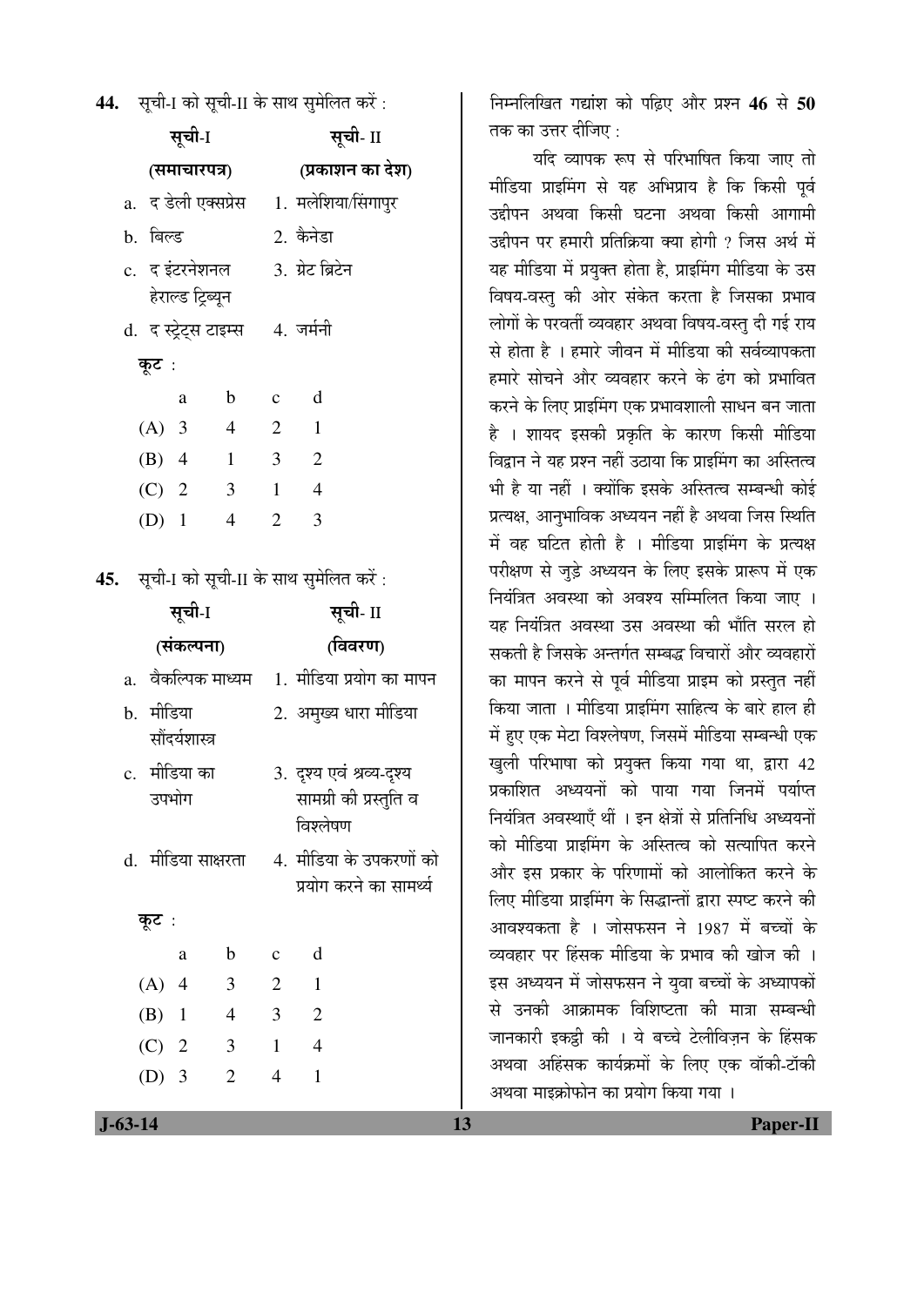**44.** सूची-I को सूची-II के साथ सुमेलित करें :

| सूची-I (समाचारपत्र) | सूची-II (प्रकाशन का देश) |
|---|---|
| a. द डेली एक्सप्रेस | 1. मलेशिया/सिंगापुर |
| b. बिल्ड | 2. कैनेडा |
| c. द इंटरनेशनल हेराल्ड ट्रिब्यून | 3. ग्रेट ब्रिटेन |
| d. द स्ट्रेट्स टाइम्स | 4. जर्मनी |

**कूट :**

| | a | b | c | d |
|---|---|---|---|---|
| (A) | 3 | 4 | 2 | 1 |
| (B) | 4 | 1 | 3 | 2 |
| (C) | 2 | 3 | 1 | 4 |
| (D) | 1 | 4 | 2 | 3 |

**45.** सूची-I को सूची-II के साथ सुमेलित करें :

| सूची-I (संकल्पना) | सूची-II (विवरण) |
|---|---|
| a. वैकल्पिक माध्यम | 1. मीडिया प्रयोग का मापन |
| b. मीडिया सौंदर्यशास्त्र | 2. अमुख्य धारा मीडिया |
| c. मीडिया का उपभोग | 3. दृश्य एवं श्रव्य-दृश्य सामग्री की प्रस्तुति व विश्लेषण |
| d. मीडिया साक्षरता | 4. मीडिया के उपकरणों को प्रयोग करने का सामर्थ्य |

**कूट :**

| | a | b | c | d |
|---|---|---|---|---|
| (A) | 4 | 3 | 2 | 1 |
| (B) | 1 | 4 | 3 | 2 |
| (C) | 2 | 3 | 1 | 4 |
| (D) | 3 | 2 | 4 | 1 |

निम्नलिखित गद्यांश को पढ़िए और प्रश्न **46** से **50** तक का उत्तर दीजिए :

यदि व्यापक रूप से परिभाषित किया जाए तो मीडिया प्राइमिंग से यह अभिप्राय है कि किसी पूर्व उद्दीपन अथवा किसी घटना अथवा किसी आगामी उद्दीपन पर हमारी प्रतिक्रिया क्या होगी ? जिस अर्थ में यह मीडिया में प्रयुक्त होता है, प्राइमिंग मीडिया के उस विषय-वस्तु की ओर संकेत करता है जिसका प्रभाव लोगों के परवर्ती व्यवहार अथवा विषय-वस्तु दी गई राय से होता है । हमारे जीवन में मीडिया की सर्वव्यापकता हमारे सोचने और व्यवहार करने के ढंग को प्रभावित करने के लिए प्राइमिंग एक प्रभावशाली साधन बन जाता है । शायद इसकी प्रकृति के कारण किसी मीडिया विद्वान ने यह प्रश्न नहीं उठाया कि प्राइमिंग का अस्तित्व भी है या नहीं । क्योंकि इसके अस्तित्व सम्बन्धी कोई प्रत्यक्ष, आनुभाविक अध्ययन नहीं है अथवा जिस स्थिति में वह घटित होती है । मीडिया प्राइमिंग के प्रत्यक्ष परीक्षण से जुड़े अध्ययन के लिए इसके प्रारूप में एक नियंत्रित अवस्था को अवश्य सम्मिलित किया जाए । यह नियंत्रित अवस्था उस अवस्था की भाँति सरल हो सकती है जिसके अन्तर्गत सम्बद्ध विचारों और व्यवहारों का मापन करने से पूर्व मीडिया प्राइम को प्रस्तुत नहीं किया जाता । मीडिया प्राइमिंग साहित्य के बारे हाल ही में हुए एक मेटा विश्लेषण, जिसमें मीडिया सम्बन्धी एक खुली परिभाषा को प्रयुक्त किया गया था, द्वारा 42 प्रकाशित अध्ययनों को पाया गया जिनमें पर्याप्त नियंत्रित अवस्थाएँ थीं । इन क्षेत्रों से प्रतिनिधि अध्ययनों को मीडिया प्राइमिंग के अस्तित्व को सत्यापित करने और इस प्रकार के परिणामों को आलोकित करने के लिए मीडिया प्राइमिंग के सिद्धान्तों द्वारा स्पष्ट करने की आवश्यकता है । जोसफसन ने 1987 में बच्चों के व्यवहार पर हिंसक मीडिया के प्रभाव की खोज की । इस अध्ययन में जोसफसन ने युवा बच्चों के अध्यापकों से उनकी आक्रामक विशिष्टता की मात्रा सम्बन्धी जानकारी इकट्ठी की । ये बच्चे टेलीविज़न के हिंसक अथवा अहिंसक कार्यक्रमों के लिए एक वॉकी-टॉकी अथवा माइक्रोफोन का प्रयोग किया गया ।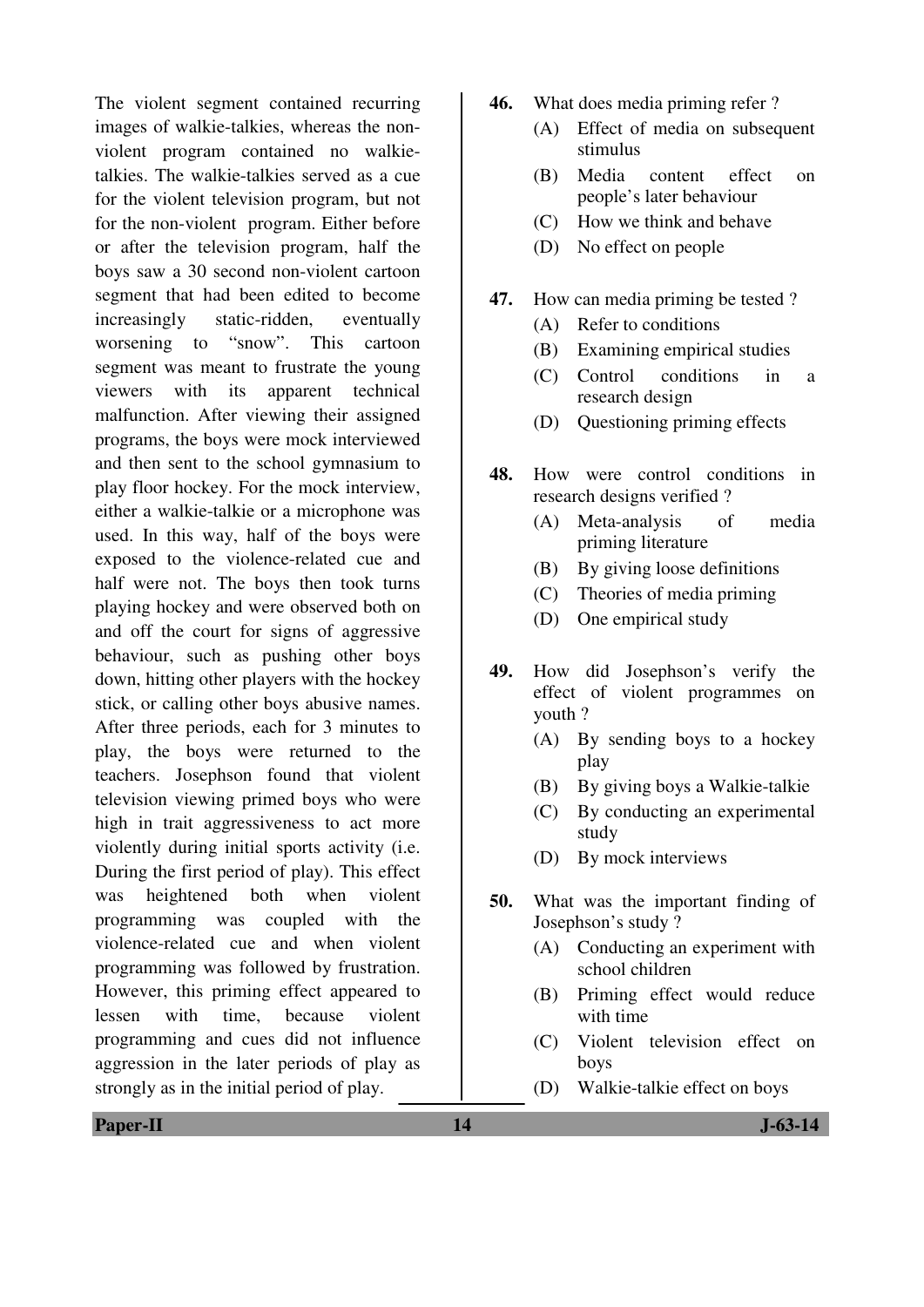The violent segment contained recurring images of walkie-talkies, whereas the non-violent program contained no walkie-talkies. The walkie-talkies served as a cue for the violent television program, but not for the non-violent program. Either before or after the television program, half the boys saw a 30 second non-violent cartoon segment that had been edited to become increasingly static-ridden, eventually worsening to "snow". This cartoon segment was meant to frustrate the young viewers with its apparent technical malfunction. After viewing their assigned programs, the boys were mock interviewed and then sent to the school gymnasium to play floor hockey. For the mock interview, either a walkie-talkie or a microphone was used. In this way, half of the boys were exposed to the violence-related cue and half were not. The boys then took turns playing hockey and were observed both on and off the court for signs of aggressive behaviour, such as pushing other boys down, hitting other players with the hockey stick, or calling other boys abusive names. After three periods, each for 3 minutes to play, the boys were returned to the teachers. Josephson found that violent television viewing primed boys who were high in trait aggressiveness to act more violently during initial sports activity (i.e. During the first period of play). This effect was heightened both when violent programming was coupled with the violence-related cue and when violent programming was followed by frustration. However, this priming effect appeared to lessen with time, because violent programming and cues did not influence aggression in the later periods of play as strongly as in the initial period of play.

**46.** What does media priming refer ?

(A) Effect of media on subsequent stimulus

(B) Media content effect on people's later behaviour

(C) How we think and behave

(D) No effect on people

**47.** How can media priming be tested ?

(A) Refer to conditions

(B) Examining empirical studies

(C) Control conditions in a research design

(D) Questioning priming effects

**48.** How were control conditions in research designs verified ?

(A) Meta-analysis of media priming literature

(B) By giving loose definitions

(C) Theories of media priming

(D) One empirical study

**49.** How did Josephson's verify the effect of violent programmes on youth ?

(A) By sending boys to a hockey play

(B) By giving boys a Walkie-talkie

(C) By conducting an experimental study

(D) By mock interviews

**50.** What was the important finding of Josephson's study ?

(A) Conducting an experiment with school children

(B) Priming effect would reduce with time

(C) Violent television effect on boys

(D) Walkie-talkie effect on boys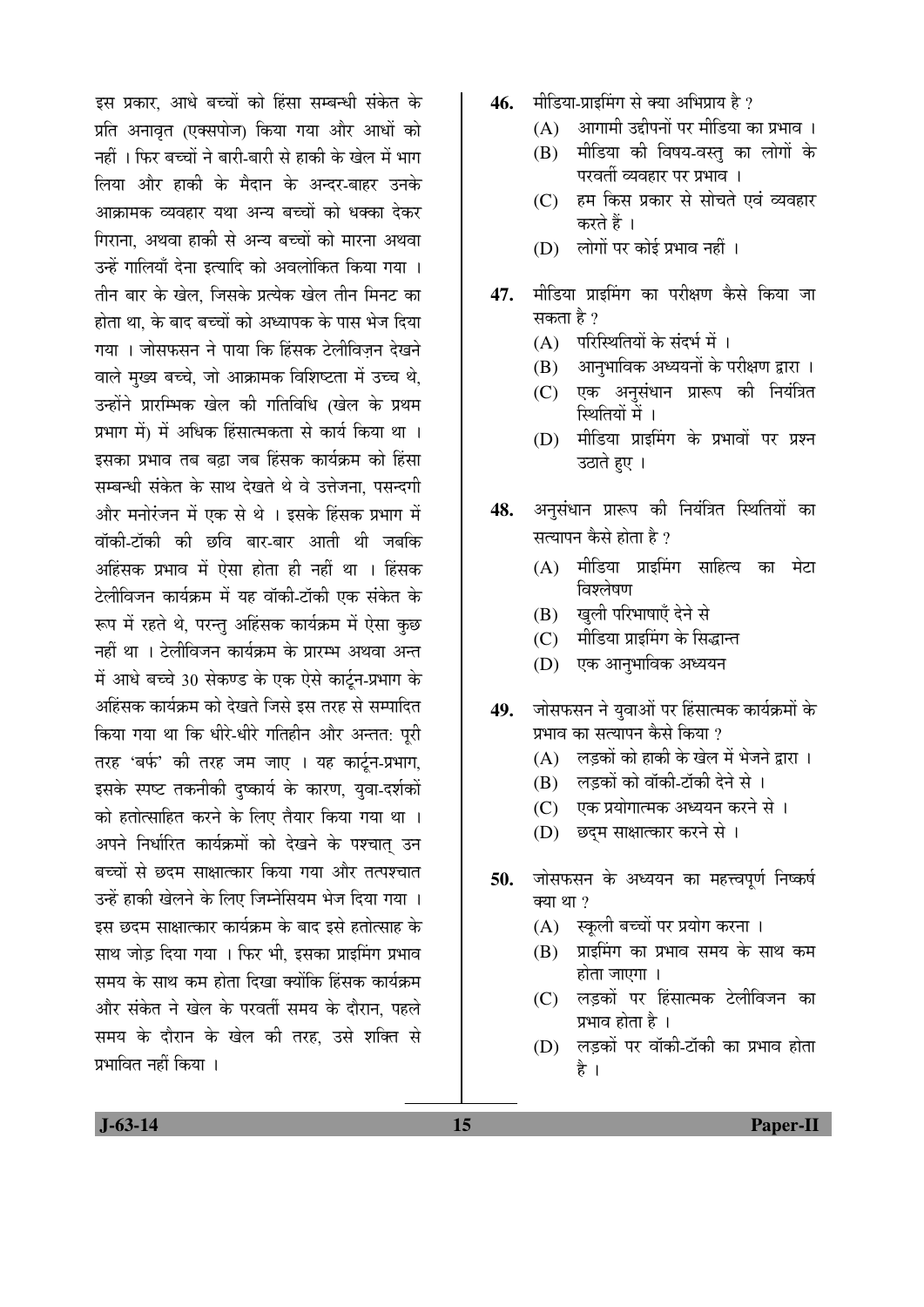इस प्रकार, आधे बच्चों को हिंसा सम्बन्धी संकेत के प्रति अनावृत (एक्सपोज) किया गया और आधों को नहीं । फिर बच्चों ने बारी-बारी से हाकी के खेल में भाग लिया और हाकी के मैदान के अन्दर-बाहर उनके आक्रामक व्यवहार यथा अन्य बच्चों को धक्का देकर गिराना, अथवा हाकी से अन्य बच्चों को मारना अथवा उन्हें गालियाँ देना इत्यादि को अवलोकित किया गया । तीन बार के खेल, जिसके प्रत्येक खेल तीन मिनट का होता था, के बाद बच्चों को अध्यापक के पास भेज दिया गया । जोसफसन ने पाया कि हिंसक टेलीविज़न देखने वाले मुख्य बच्चे, जो आक्रामक विशिष्टता में उच्च थे, उन्होंने प्रारम्भिक खेल की गतिविधि (खेल के प्रथम प्रभाग में) में अधिक हिंसात्मकता से कार्य किया था । इसका प्रभाव तब बढ़ा जब हिंसक कार्यक्रम को हिंसा सम्बन्धी संकेत के साथ देखते थे वे उत्तेजना, पसन्दगी और मनोरंजन में एक से थे । इसके हिंसक प्रभाग में वॉकी-टॉकी की छवि बार-बार आती थी जबकि अहिंसक प्रभाव में ऐसा होता ही नहीं था । हिंसक टेलीविजन कार्यक्रम में यह वॉकी-टॉकी एक संकेत के रूप में रहते थे, परन्तु अहिंसक कार्यक्रम में ऐसा कुछ नहीं था । टेलीविजन कार्यक्रम के प्रारम्भ अथवा अन्त में आधे बच्चे 30 सेकण्ड के एक ऐसे कार्टून-प्रभाग के अहिंसक कार्यक्रम को देखते जिसे इस तरह से सम्पादित किया गया था कि धीरे-धीरे गतिहीन और अन्ततः पूरी तरह 'बर्फ' की तरह जम जाए । यह कार्टून-प्रभाग, इसके स्पष्ट तकनीकी दुष्कार्य के कारण, युवा-दर्शकों को हतोत्साहित करने के लिए तैयार किया गया था । अपने निर्धारित कार्यक्रमों को देखने के पश्चात् उन बच्चों से छदम साक्षात्कार किया गया और तत्पश्चात उन्हें हाकी खेलने के लिए जिम्नेसियम भेज दिया गया । इस छदम साक्षात्कार कार्यक्रम के बाद इसे हतोत्साह के साथ जोड़ दिया गया । फिर भी, इसका प्राइमिंग प्रभाव समय के साथ कम होता दिखा क्योंकि हिंसक कार्यक्रम और संकेत ने खेल के परवर्ती समय के दौरान, पहले समय के दौरान के खेल की तरह, उसे शक्ति से प्रभावित नहीं किया ।

**46.** मीडिया-प्राइमिंग से क्या अभिप्राय है ?

(A) आगामी उद्दीपनों पर मीडिया का प्रभाव ।

(B) मीडिया की विषय-वस्तु का लोगों के परवर्ती व्यवहार पर प्रभाव ।

(C) हम किस प्रकार से सोचते एवं व्यवहार करते हैं ।

(D) लोगों पर कोई प्रभाव नहीं ।

**47.** मीडिया प्राइमिंग का परीक्षण कैसे किया जा सकता है ?

(A) परिस्थितियों के संदर्भ में ।

(B) आनुभाविक अध्ययनों के परीक्षण द्वारा ।

(C) एक अनुसंधान प्रारूप की नियंत्रित स्थितियों में ।

(D) मीडिया प्राइमिंग के प्रभावों पर प्रश्न उठाते हुए ।

**48.** अनुसंधान प्रारूप की नियंत्रित स्थितियों का सत्यापन कैसे होता है ?

(A) मीडिया प्राइमिंग साहित्य का मेटा विश्लेषण

(B) खुली परिभाषाएँ देने से

(C) मीडिया प्राइमिंग के सिद्धान्त

(D) एक आनुभाविक अध्ययन

**49.** जोसफसन ने युवाओं पर हिंसात्मक कार्यक्रमों के प्रभाव का सत्यापन कैसे किया ?

(A) लड़कों को हाकी के खेल में भेजने द्वारा ।

(B) लड़कों को वॉकी-टॉकी देने से ।

(C) एक प्रयोगात्मक अध्ययन करने से ।

(D) छद्म साक्षात्कार करने से ।

**50.** जोसफसन के अध्ययन का महत्त्वपूर्ण निष्कर्ष क्या था ?

(A) स्कूली बच्चों पर प्रयोग करना ।

(B) प्राइमिंग का प्रभाव समय के साथ कम होता जाएगा ।

(C) लड़कों पर हिंसात्मक टेलीविजन का प्रभाव होता है ।

(D) लड़कों पर वॉकी-टॉकी का प्रभाव होता है ।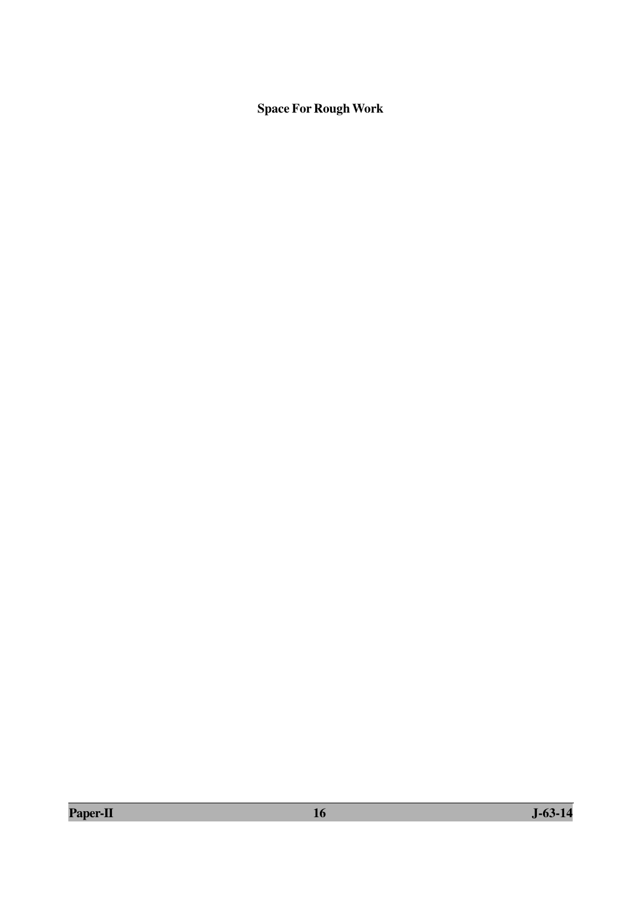**Space For Rough Work**